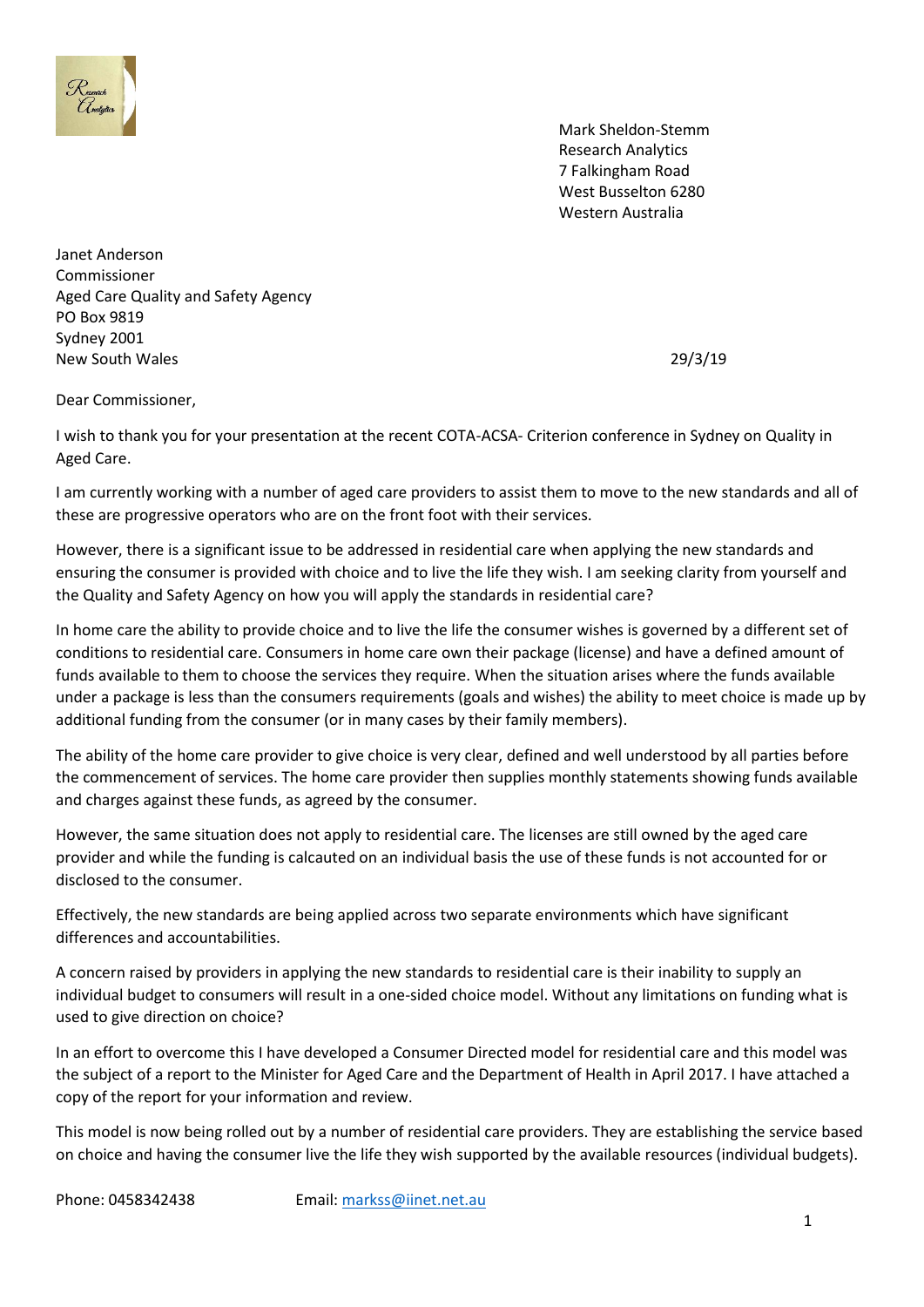Mark Sheldon-Stemm
Research Analytics
7 Falkingham Road
West Busselton 6280
Western Australia

Janet Anderson
Commissioner
Aged Care Quality and Safety Agency
PO Box 9819
Sydney 2001
New South Wales

29/3/19

Dear Commissioner,

I wish to thank you for your presentation at the recent COTA-ACSA- Criterion conference in Sydney on Quality in Aged Care.

I am currently working with a number of aged care providers to assist them to move to the new standards and all of these are progressive operators who are on the front foot with their services.

However, there is a significant issue to be addressed in residential care when applying the new standards and ensuring the consumer is provided with choice and to live the life they wish. I am seeking clarity from yourself and the Quality and Safety Agency on how you will apply the standards in residential care?

In home care the ability to provide choice and to live the life the consumer wishes is governed by a different set of conditions to residential care. Consumers in home care own their package (license) and have a defined amount of funds available to them to choose the services they require. When the situation arises where the funds available under a package is less than the consumers requirements (goals and wishes) the ability to meet choice is made up by additional funding from the consumer (or in many cases by their family members).

The ability of the home care provider to give choice is very clear, defined and well understood by all parties before the commencement of services. The home care provider then supplies monthly statements showing funds available and charges against these funds, as agreed by the consumer.

However, the same situation does not apply to residential care. The licenses are still owned by the aged care provider and while the funding is calcauted on an individual basis the use of these funds is not accounted for or disclosed to the consumer.

Effectively, the new standards are being applied across two separate environments which have significant differences and accountabilities.

A concern raised by providers in applying the new standards to residential care is their inability to supply an individual budget to consumers will result in a one-sided choice model. Without any limitations on funding what is used to give direction on choice?

In an effort to overcome this I have developed a Consumer Directed model for residential care and this model was the subject of a report to the Minister for Aged Care and the Department of Health in April 2017. I have attached a copy of the report for your information and review.

This model is now being rolled out by a number of residential care providers. They are establishing the service based on choice and having the consumer live the life they wish supported by the available resources (individual budgets).

Phone: 0458342438 Email: markss@iinet.net.au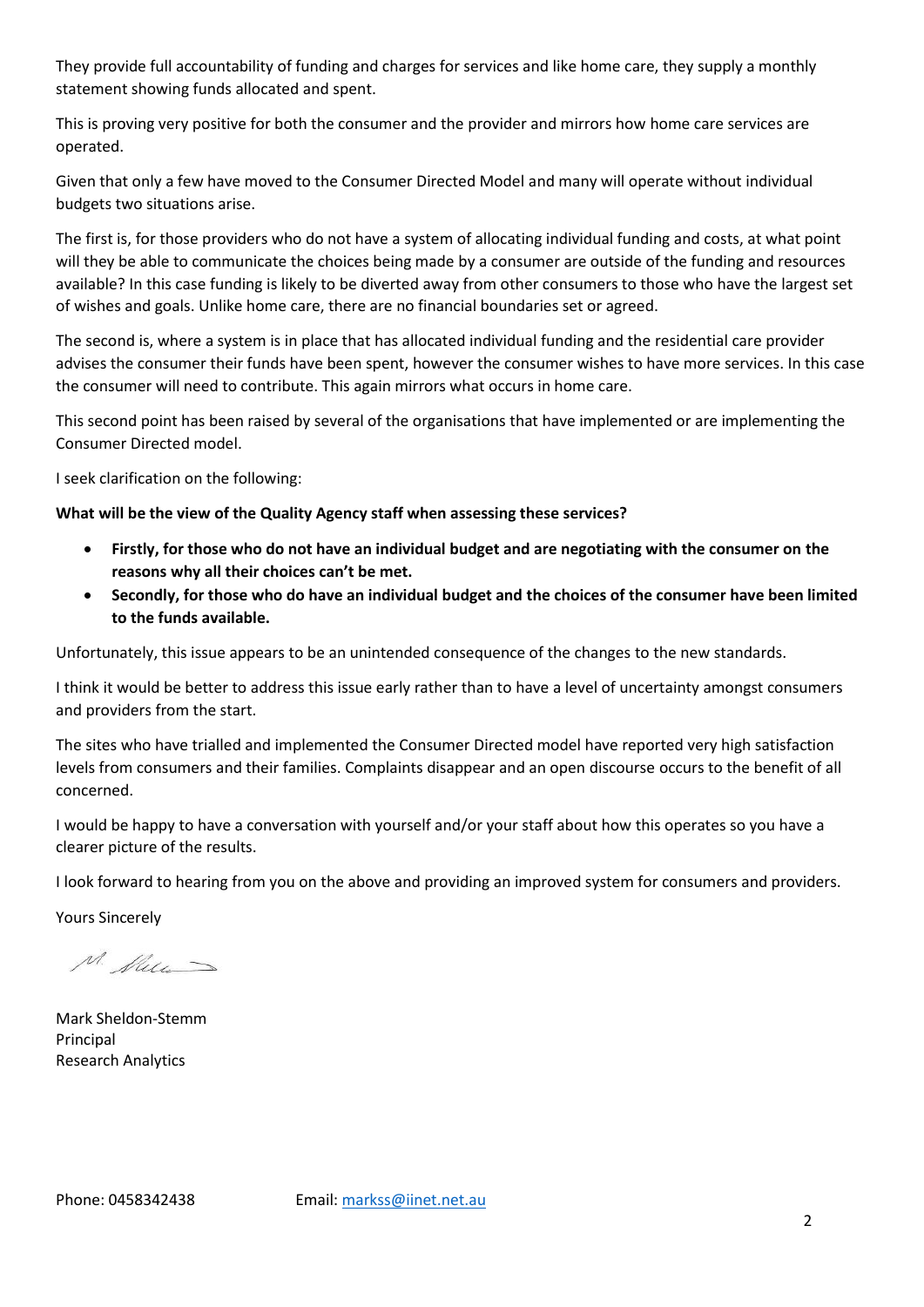They provide full accountability of funding and charges for services and like home care, they supply a monthly statement showing funds allocated and spent.

This is proving very positive for both the consumer and the provider and mirrors how home care services are operated.

Given that only a few have moved to the Consumer Directed Model and many will operate without individual budgets two situations arise.

The first is, for those providers who do not have a system of allocating individual funding and costs, at what point will they be able to communicate the choices being made by a consumer are outside of the funding and resources available? In this case funding is likely to be diverted away from other consumers to those who have the largest set of wishes and goals. Unlike home care, there are no financial boundaries set or agreed.

The second is, where a system is in place that has allocated individual funding and the residential care provider advises the consumer their funds have been spent, however the consumer wishes to have more services. In this case the consumer will need to contribute. This again mirrors what occurs in home care.

This second point has been raised by several of the organisations that have implemented or are implementing the Consumer Directed model.

I seek clarification on the following:

**What will be the view of the Quality Agency staff when assessing these services?**

- **Firstly, for those who do not have an individual budget and are negotiating with the consumer on the reasons why all their choices can't be met.**
- **Secondly, for those who do have an individual budget and the choices of the consumer have been limited to the funds available.**

Unfortunately, this issue appears to be an unintended consequence of the changes to the new standards.

I think it would be better to address this issue early rather than to have a level of uncertainty amongst consumers and providers from the start.

The sites who have trialled and implemented the Consumer Directed model have reported very high satisfaction levels from consumers and their families. Complaints disappear and an open discourse occurs to the benefit of all concerned.

I would be happy to have a conversation with yourself and/or your staff about how this operates so you have a clearer picture of the results.

I look forward to hearing from you on the above and providing an improved system for consumers and providers.

Yours Sincerely

Mark Sheldon-Stemm
Principal
Research Analytics

Phone: 0458342438 Email: markss@iinet.net.au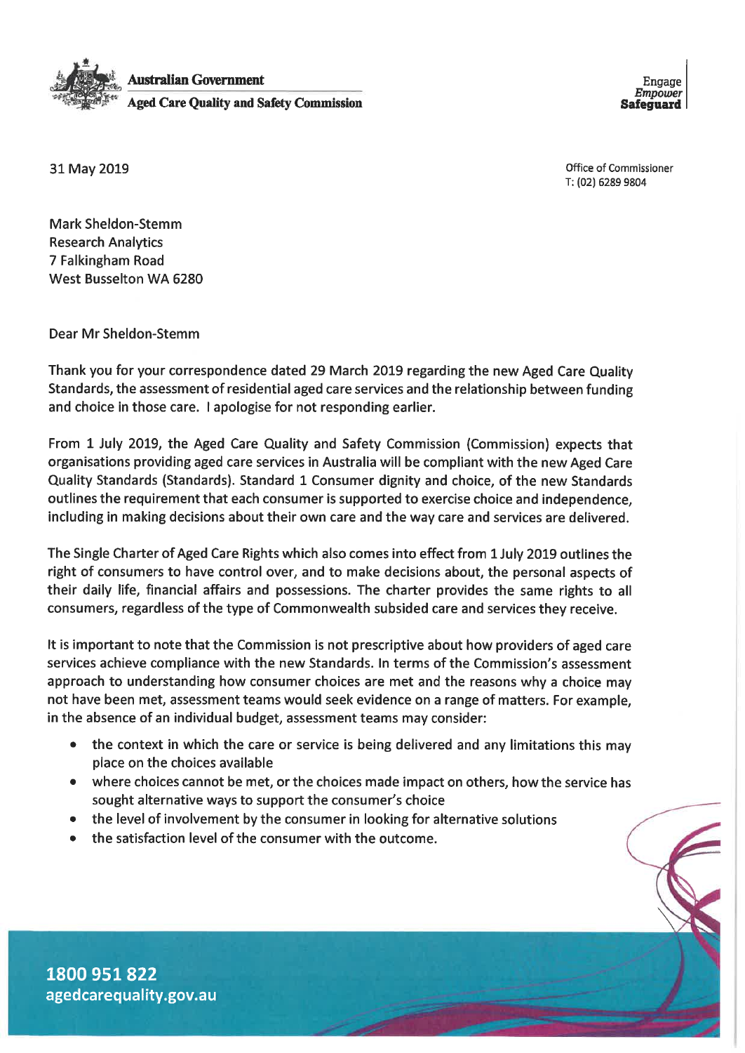**Australian Government**

**Aged Care Quality and Safety Commission**

Engage
*Empower*
**Safeguard**

31 May 2019

Office of Commissioner
T: (02) 6289 9804

Mark Sheldon-Stemm
Research Analytics
7 Falkingham Road
West Busselton WA 6280

Dear Mr Sheldon-Stemm

Thank you for your correspondence dated 29 March 2019 regarding the new Aged Care Quality Standards, the assessment of residential aged care services and the relationship between funding and choice in those care. I apologise for not responding earlier.

From 1 July 2019, the Aged Care Quality and Safety Commission (Commission) expects that organisations providing aged care services in Australia will be compliant with the new Aged Care Quality Standards (Standards). Standard 1 Consumer dignity and choice, of the new Standards outlines the requirement that each consumer is supported to exercise choice and independence, including in making decisions about their own care and the way care and services are delivered.

The Single Charter of Aged Care Rights which also comes into effect from 1 July 2019 outlines the right of consumers to have control over, and to make decisions about, the personal aspects of their daily life, financial affairs and possessions. The charter provides the same rights to all consumers, regardless of the type of Commonwealth subsided care and services they receive.

It is important to note that the Commission is not prescriptive about how providers of aged care services achieve compliance with the new Standards. In terms of the Commission's assessment approach to understanding how consumer choices are met and the reasons why a choice may not have been met, assessment teams would seek evidence on a range of matters. For example, in the absence of an individual budget, assessment teams may consider:

- the context in which the care or service is being delivered and any limitations this may place on the choices available
- where choices cannot be met, or the choices made impact on others, how the service has sought alternative ways to support the consumer's choice
- the level of involvement by the consumer in looking for alternative solutions
- the satisfaction level of the consumer with the outcome.

**1800 951 822**
**agedcarequality.gov.au**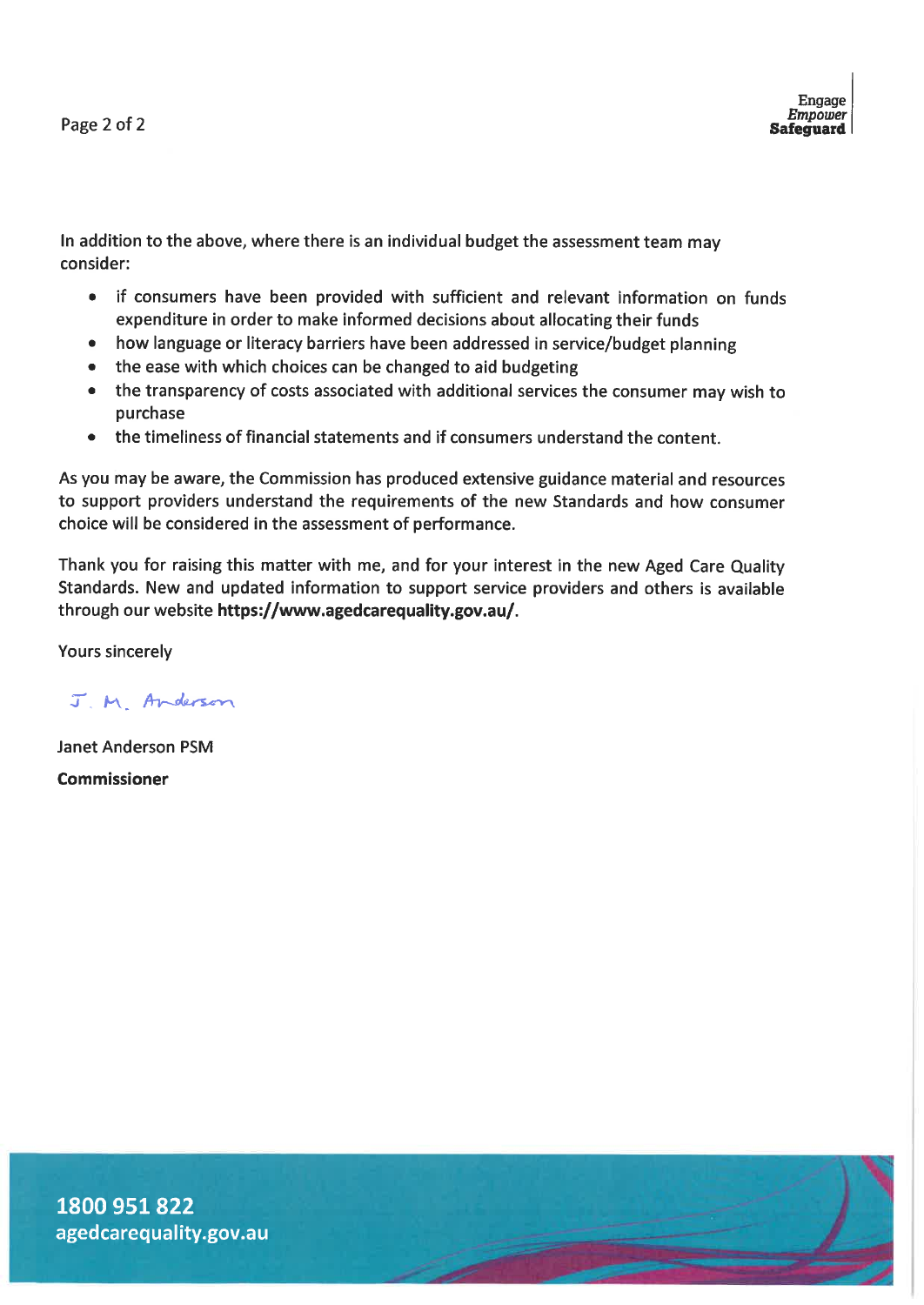In addition to the above, where there is an individual budget the assessment team may consider:

- if consumers have been provided with sufficient and relevant information on funds expenditure in order to make informed decisions about allocating their funds
- how language or literacy barriers have been addressed in service/budget planning
- the ease with which choices can be changed to aid budgeting
- the transparency of costs associated with additional services the consumer may wish to purchase
- the timeliness of financial statements and if consumers understand the content.

As you may be aware, the Commission has produced extensive guidance material and resources to support providers understand the requirements of the new Standards and how consumer choice will be considered in the assessment of performance.

Thank you for raising this matter with me, and for your interest in the new Aged Care Quality Standards. New and updated information to support service providers and others is available through our website **https://www.agedcarequality.gov.au/**.

Yours sincerely

J. M. Anderson

Janet Anderson PSM

**Commissioner**

**1800 951 822**
**agedcarequality.gov.au**